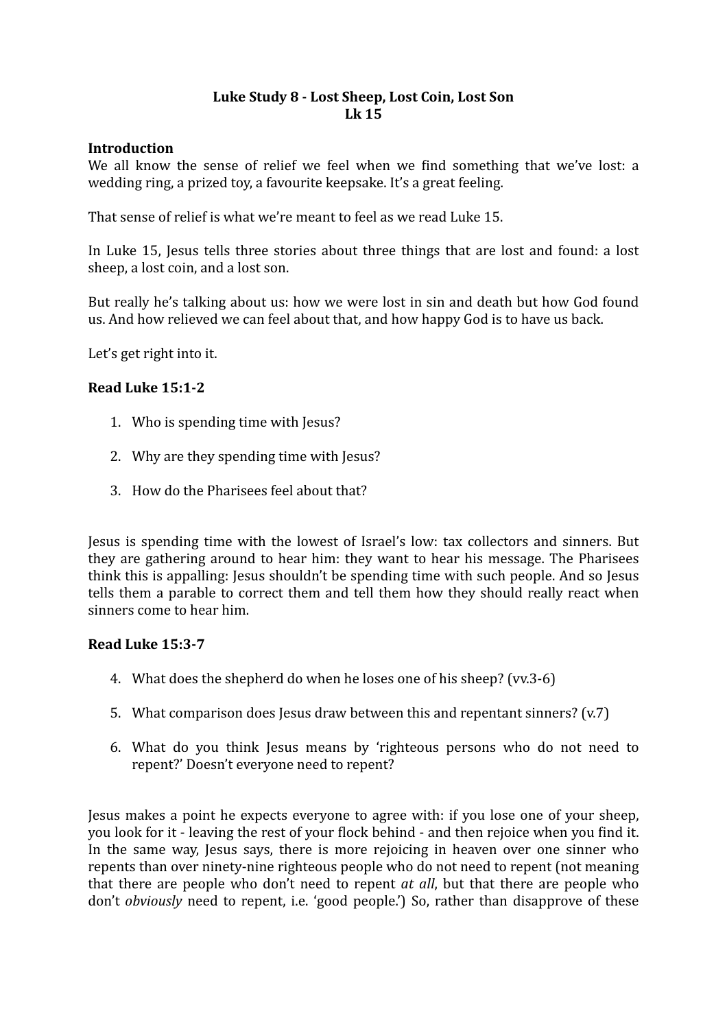# Luke Study 8 - Lost Sheep, Lost Coin, Lost Son
## Lk 15

**Introduction**

We all know the sense of relief we feel when we find something that we've lost: a wedding ring, a prized toy, a favourite keepsake. It's a great feeling.

That sense of relief is what we're meant to feel as we read Luke 15.

In Luke 15, Jesus tells three stories about three things that are lost and found: a lost sheep, a lost coin, and a lost son.

But really he's talking about us: how we were lost in sin and death but how God found us. And how relieved we can feel about that, and how happy God is to have us back.

Let's get right into it.

**Read Luke 15:1-2**

1. Who is spending time with Jesus?
2. Why are they spending time with Jesus?
3. How do the Pharisees feel about that?

Jesus is spending time with the lowest of Israel's low: tax collectors and sinners. But they are gathering around to hear him: they want to hear his message. The Pharisees think this is appalling: Jesus shouldn't be spending time with such people. And so Jesus tells them a parable to correct them and tell them how they should really react when sinners come to hear him.

**Read Luke 15:3-7**

4. What does the shepherd do when he loses one of his sheep? (vv.3-6)
5. What comparison does Jesus draw between this and repentant sinners? (v.7)
6. What do you think Jesus means by 'righteous persons who do not need to repent?' Doesn't everyone need to repent?

Jesus makes a point he expects everyone to agree with: if you lose one of your sheep, you look for it - leaving the rest of your flock behind - and then rejoice when you find it. In the same way, Jesus says, there is more rejoicing in heaven over one sinner who repents than over ninety-nine righteous people who do not need to repent (not meaning that there are people who don't need to repent *at all*, but that there are people who don't *obviously* need to repent, i.e. 'good people.') So, rather than disapprove of these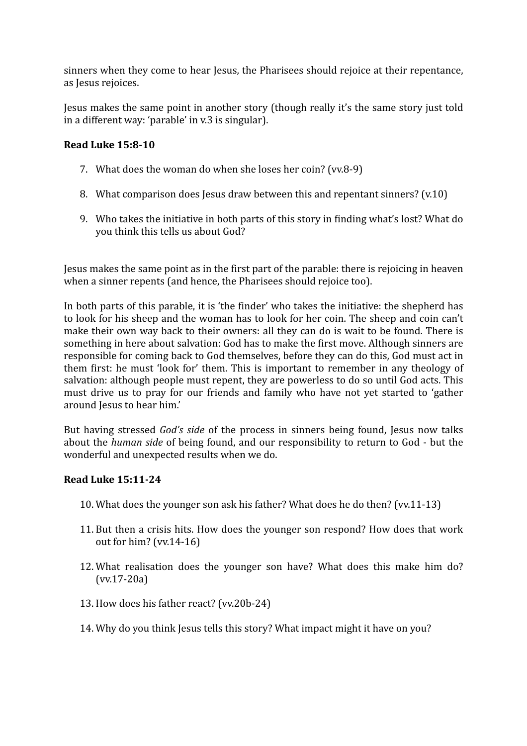sinners when they come to hear Jesus, the Pharisees should rejoice at their repentance, as Jesus rejoices.

Jesus makes the same point in another story (though really it's the same story just told in a different way: 'parable' in v.3 is singular).

**Read Luke 15:8-10**

7. What does the woman do when she loses her coin? (vv.8-9)
8. What comparison does Jesus draw between this and repentant sinners? (v.10)
9. Who takes the initiative in both parts of this story in finding what's lost? What do you think this tells us about God?

Jesus makes the same point as in the first part of the parable: there is rejoicing in heaven when a sinner repents (and hence, the Pharisees should rejoice too).

In both parts of this parable, it is 'the finder' who takes the initiative: the shepherd has to look for his sheep and the woman has to look for her coin. The sheep and coin can't make their own way back to their owners: all they can do is wait to be found. There is something in here about salvation: God has to make the first move. Although sinners are responsible for coming back to God themselves, before they can do this, God must act in them first: he must 'look for' them. This is important to remember in any theology of salvation: although people must repent, they are powerless to do so until God acts. This must drive us to pray for our friends and family who have not yet started to 'gather around Jesus to hear him.'

But having stressed *God's side* of the process in sinners being found, Jesus now talks about the *human side* of being found, and our responsibility to return to God - but the wonderful and unexpected results when we do.

**Read Luke 15:11-24**

10. What does the younger son ask his father? What does he do then? (vv.11-13)
11. But then a crisis hits. How does the younger son respond? How does that work out for him? (vv.14-16)
12. What realisation does the younger son have? What does this make him do? (vv.17-20a)
13. How does his father react? (vv.20b-24)
14. Why do you think Jesus tells this story? What impact might it have on you?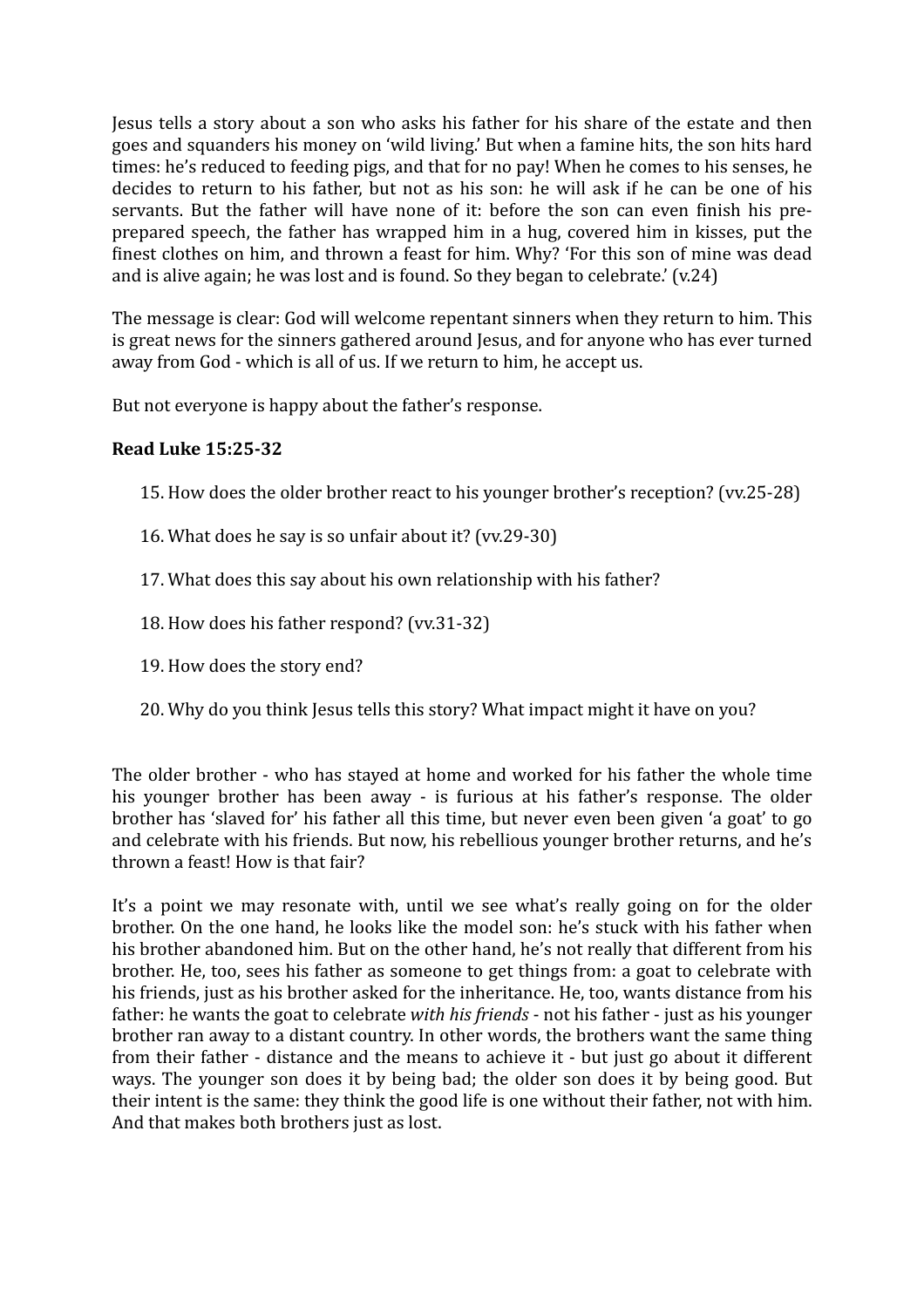Jesus tells a story about a son who asks his father for his share of the estate and then goes and squanders his money on 'wild living.' But when a famine hits, the son hits hard times: he's reduced to feeding pigs, and that for no pay! When he comes to his senses, he decides to return to his father, but not as his son: he will ask if he can be one of his servants. But the father will have none of it: before the son can even finish his pre-prepared speech, the father has wrapped him in a hug, covered him in kisses, put the finest clothes on him, and thrown a feast for him. Why? 'For this son of mine was dead and is alive again; he was lost and is found. So they began to celebrate.' (v.24)

The message is clear: God will welcome repentant sinners when they return to him. This is great news for the sinners gathered around Jesus, and for anyone who has ever turned away from God - which is all of us. If we return to him, he accept us.

But not everyone is happy about the father's response.

**Read Luke 15:25-32**

15. How does the older brother react to his younger brother's reception? (vv.25-28)
16. What does he say is so unfair about it? (vv.29-30)
17. What does this say about his own relationship with his father?
18. How does his father respond? (vv.31-32)
19. How does the story end?
20. Why do you think Jesus tells this story? What impact might it have on you?

The older brother - who has stayed at home and worked for his father the whole time his younger brother has been away - is furious at his father's response. The older brother has 'slaved for' his father all this time, but never even been given 'a goat' to go and celebrate with his friends. But now, his rebellious younger brother returns, and he's thrown a feast! How is that fair?

It's a point we may resonate with, until we see what's really going on for the older brother. On the one hand, he looks like the model son: he's stuck with his father when his brother abandoned him. But on the other hand, he's not really that different from his brother. He, too, sees his father as someone to get things from: a goat to celebrate with his friends, just as his brother asked for the inheritance. He, too, wants distance from his father: he wants the goat to celebrate *with his friends* - not his father - just as his younger brother ran away to a distant country. In other words, the brothers want the same thing from their father - distance and the means to achieve it - but just go about it different ways. The younger son does it by being bad; the older son does it by being good. But their intent is the same: they think the good life is one without their father, not with him. And that makes both brothers just as lost.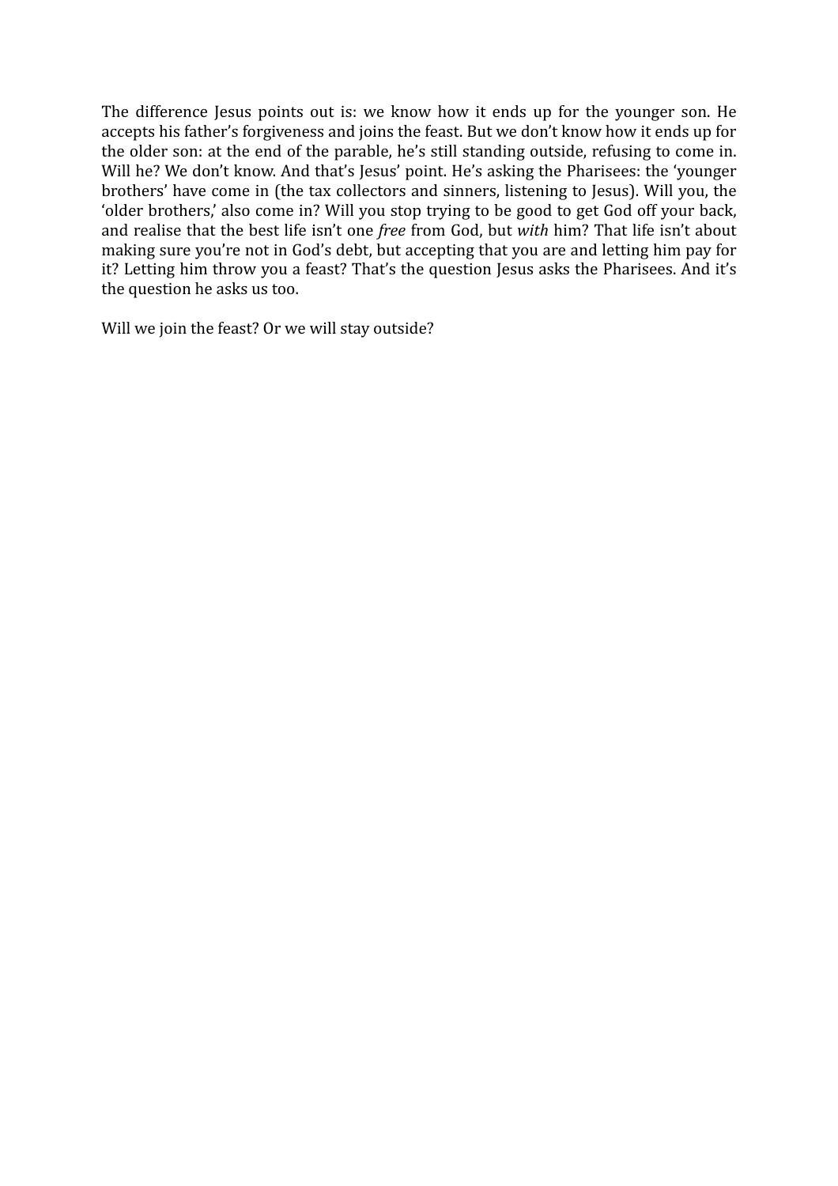The difference Jesus points out is: we know how it ends up for the younger son. He accepts his father's forgiveness and joins the feast. But we don't know how it ends up for the older son: at the end of the parable, he's still standing outside, refusing to come in. Will he? We don't know. And that's Jesus' point. He's asking the Pharisees: the 'younger brothers' have come in (the tax collectors and sinners, listening to Jesus). Will you, the 'older brothers,' also come in? Will you stop trying to be good to get God off your back, and realise that the best life isn't one *free* from God, but *with* him? That life isn't about making sure you're not in God's debt, but accepting that you are and letting him pay for it? Letting him throw you a feast? That's the question Jesus asks the Pharisees. And it's the question he asks us too.

Will we join the feast? Or we will stay outside?